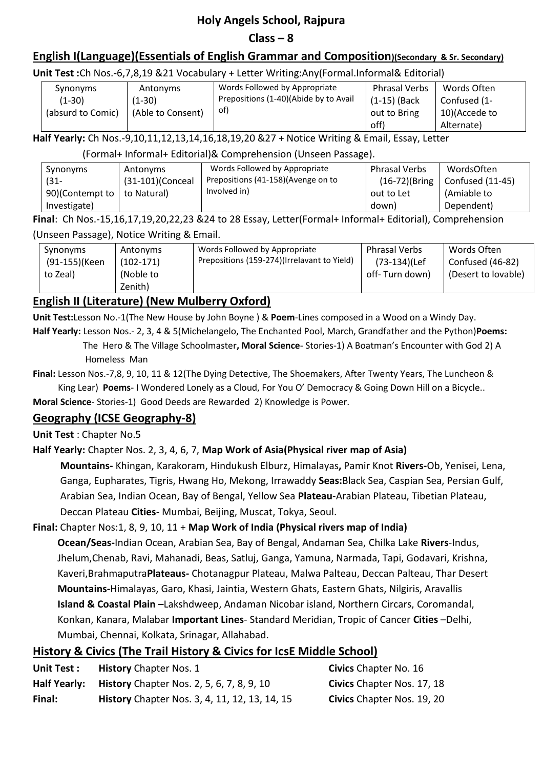# Holy Angels School, Rajpura

## Class – 8

## English I(Language)(Essentials of English Grammar and Composition)(Secondary & Sr. Secondary)

**Unit Test :**Ch Nos.-6,7,8,19 &21 Vocabulary + Letter Writing:Any(Formal.Informal& Editorial)

| Synonyms (1-30) (absurd to Comic) | Antonyms (1-30) (Able to Consent) | Words Followed by Appropriate Prepositions (1-40)(Abide by to Avail of) | Phrasal Verbs (1-15) (Back out to Bring off) | Words Often Confused (1-10)(Accede to Alternate) |
|---|---|---|---|---|

**Half Yearly:** Ch Nos.-9,10,11,12,13,14,16,18,19,20 &27 + Notice Writing & Email, Essay, Letter (Formal+ Informal+ Editorial)& Comprehension (Unseen Passage).

| Synonyms (31-90)(Contempt to Investigate) | Antonyms (31-101)(Conceal to Natural) | Words Followed by Appropriate Prepositions (41-158)(Avenge on to Involved in) | Phrasal Verbs (16-72)(Bring out to Let down) | WordsOften Confused (11-45) (Amiable to Dependent) |
|---|---|---|---|---|

**Final**: Ch Nos.-15,16,17,19,20,22,23 &24 to 28 Essay, Letter(Formal+ Informal+ Editorial), Comprehension (Unseen Passage), Notice Writing & Email.

| Synonyms (91-155)(Keen to Zeal) | Antonyms (102-171) (Noble to Zenith) | Words Followed by Appropriate Prepositions (159-274)(Irrelavant to Yield) | Phrasal Verbs (73-134)(Lef off- Turn down) | Words Often Confused (46-82) (Desert to lovable) |
|---|---|---|---|---|

## English II (Literature) (New Mulberry Oxford)

**Unit Test:**Lesson No.-1(The New House by John Boyne ) & **Poem**-Lines composed in a Wood on a Windy Day.

**Half Yearly:** Lesson Nos.- 2, 3, 4 & 5(Michelangelo, The Enchanted Pool, March, Grandfather and the Python)**Poems:** The Hero & The Village Schoolmaster**, Moral Science**- Stories-1) A Boatman's Encounter with God 2) A Homeless Man

**Final:** Lesson Nos.-7,8, 9, 10, 11 & 12(The Dying Detective, The Shoemakers, After Twenty Years, The Luncheon & King Lear) **Poems**- I Wondered Lonely as a Cloud, For You O' Democracy & Going Down Hill on a Bicycle..

**Moral Science**- Stories-1) Good Deeds are Rewarded 2) Knowledge is Power.

## Geography (ICSE Geography-8)

**Unit Test** : Chapter No.5

**Half Yearly:** Chapter Nos. 2, 3, 4, 6, 7, **Map Work of Asia(Physical river map of Asia)**

**Mountains-** Khingan, Karakoram, Hindukush Elburz, Himalayas**,** Pamir Knot **Rivers-**Ob, Yenisei, Lena, Ganga, Eupharates, Tigris, Hwang Ho, Mekong, Irrawaddy **Seas:**Black Sea, Caspian Sea, Persian Gulf, Arabian Sea, Indian Ocean, Bay of Bengal, Yellow Sea **Plateau**-Arabian Plateau, Tibetian Plateau, Deccan Plateau **Cities**- Mumbai, Beijing, Muscat, Tokya, Seoul.

**Final:** Chapter Nos:1, 8, 9, 10, 11 + **Map Work of India (Physical rivers map of India)**

**Ocean/Seas-**Indian Ocean, Arabian Sea, Bay of Bengal, Andaman Sea, Chilka Lake **Rivers**-Indus, Jhelum,Chenab, Ravi, Mahanadi, Beas, Satluj, Ganga, Yamuna, Narmada, Tapi, Godavari, Krishna, Kaveri,Brahmaputra**Plateaus-** Chotanagpur Plateau, Malwa Palteau, Deccan Palteau, Thar Desert **Mountains-**Himalayas, Garo, Khasi, Jaintia, Western Ghats, Eastern Ghats, Nilgiris, Aravallis **Island & Coastal Plain –**Lakshdweep, Andaman Nicobar island, Northern Circars, Coromandal, Konkan, Kanara, Malabar **Important Lines**- Standard Meridian, Tropic of Cancer **Cities** –Delhi, Mumbai, Chennai, Kolkata, Srinagar, Allahabad.

## History & Civics (The Trail History & Civics for IcsE Middle School)

| | | |
|---|---|---|
| **Unit Test :** | **History** Chapter Nos. 1 | **Civics** Chapter No. 16 |
| **Half Yearly:** | **History** Chapter Nos. 2, 5, 6, 7, 8, 9, 10 | **Civics** Chapter Nos. 17, 18 |
| **Final:** | **History** Chapter Nos. 3, 4, 11, 12, 13, 14, 15 | **Civics** Chapter Nos. 19, 20 |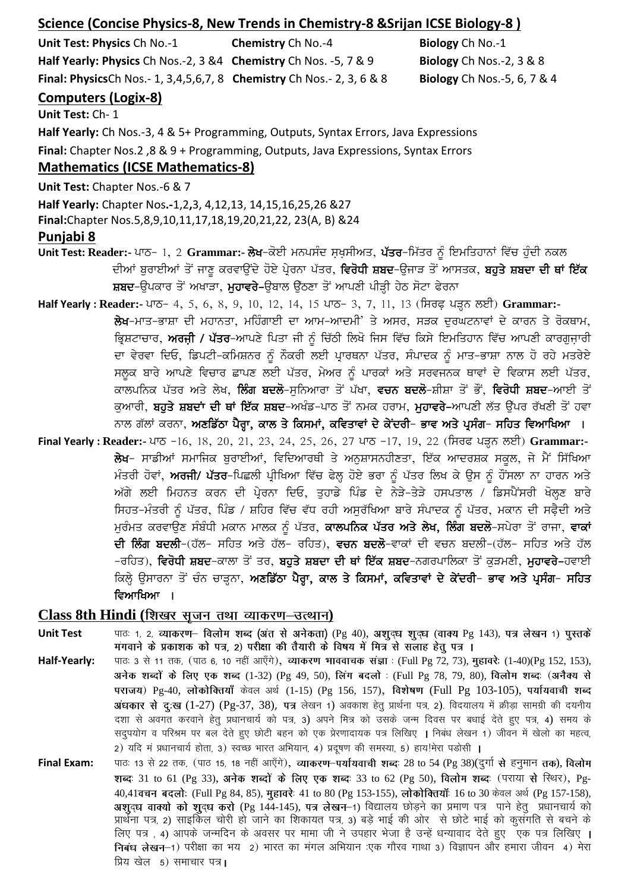## Science (Concise Physics-8, New Trends in Chemistry-8 &Srijan ICSE Biology-8 )

| | | |
|---|---|---|
| **Unit Test: Physics** Ch No.-1 | **Chemistry** Ch No.-4 | **Biology** Ch No.-1 |
| **Half Yearly: Physics** Ch Nos.-2, 3 &4 | **Chemistry** Ch Nos. -5, 7 & 9 | **Biology** Ch Nos.-2, 3 & 8 |
| **Final: Physics**Ch Nos.- 1, 3,4,5,6,7, 8 | **Chemistry** Ch Nos.- 2, 3, 6 & 8 | **Biology** Ch Nos.-5, 6, 7 & 4 |

## Computers (Logix-8)

**Unit Test:** Ch- 1

**Half Yearly:** Ch Nos.-3, 4 & 5+ Programming, Outputs, Syntax Errors, Java Expressions

**Final:** Chapter Nos.2 ,8 & 9 + Programming, Outputs, Java Expressions, Syntax Errors

## Mathematics (ICSE Mathematics-8)

**Unit Test:** Chapter Nos.-6 & 7

**Half Yearly:** Chapter Nos.-1,2,3, 4,12,13, 14,15,16,25,26 &27

**Final:**Chapter Nos.5,8,9,10,11,17,18,19,20,21,22, 23(A, B) &24

## Punjabi 8

**Unit Test: Reader:-** ਪਾਠ- 1, 2 **Grammar:- ਲੇਖ**-ਕੋਈ ਮਨਪਸੰਦ ਸ਼ਖ਼ਸੀਅਤ, **ਪੱਤਰ**-ਮਿੱਤਰ ਨੂੰ ਇਮਤਿਹਾਨਾਂ ਵਿੱਚ ਹੁੰਦੀ ਨਕਲ ਦੀਆਂ ਬੁਰਾਈਆਂ ਤੋਂ ਜਾਣੂ ਕਰਵਾਉਂਦੇ ਹੋਏ ਪ੍ਰੇਰਨਾ ਪੱਤਰ, **ਵਿਰੋਧੀ ਸ਼ਬਦ**-ਉਜਾੜ ਤੋਂ ਆਸਤਕ, **ਬਹੁਤੇ ਸ਼ਬਦਾ ਦੀ ਥਾਂ ਇੱਕ ਸ਼ਬਦ**-ਉਪਕਾਰ ਤੋਂ ਅਖਾੜਾ, **ਮੁਹਾਵਰੇ**–ਉਬਾਲ ਉੱਠਣਾ ਤੋਂ ਆਪਣੀ ਪੀੜ੍ਹੀ ਹੇਠ ਸੋਟਾ ਫੇਰਨਾ

**Half Yearly : Reader:-** ਪਾਠ- 4, 5, 6, 8, 9, 10, 12, 14, 15 ਪਾਠ- 3, 7, 11, 13 (ਸਿਰਫ਼ ਪੜ੍ਹਨ ਲਈ) **Grammar:- ਲੇਖ**-ਮਾਤ-ਭਾਸ਼ਾ ਦੀ ਮਹਾਨਤਾ, ਮਹਿੰਗਾਈ ਦਾ ਆਮ-ਆਦਮੀ' ਤੇ ਅਸਰ, ਸੜਕ ਦੁਰਘਟਨਾਵਾਂ ਦੇ ਕਾਰਨ ਤੇ ਰੋਕਥਾਮ, ਭ੍ਰਿਸ਼ਟਾਚਾਰ, **ਅਰਜ਼ੀ / ਪੱਤਰ**-ਆਪਣੇ ਪਿਤਾ ਜੀ ਨੂੰ ਚਿੱਠੀ ਲਿਖੋ ਜਿਸ ਵਿੱਚ ਕਿਸੇ ਇਮਤਿਹਾਨ ਵਿੱਚ ਆਪਣੀ ਕਾਰਗੁਜ਼ਾਰੀ ਦਾ ਵੇਰਵਾ ਦਿਓ, ਡਿਪਟੀ-ਕਮਿਸ਼ਨਰ ਨੂੰ ਨੌਕਰੀ ਲਈ ਪ੍ਰਾਰਥਨਾ ਪੱਤਰ, ਸੰਪਾਦਕ ਨੂੰ ਮਾਤ-ਭਾਸ਼ਾ ਨਾਲ ਹੋ ਰਹੇ ਮਤਰੇਏ ਸਲੂਕ ਬਾਰੇ ਆਪਣੇ ਵਿਚਾਰ ਛਾਪਣ ਲਈ ਪੱਤਰ, ਮੇਅਰ ਨੂੰ ਪਾਰਕਾਂ ਅਤੇ ਸਰਵਜਨਕ ਥਾਵਾਂ ਦੇ ਵਿਕਾਸ ਲਈ ਪੱਤਰ, ਕਾਲਪਨਿਕ ਪੱਤਰ ਅਤੇ ਲੇਖ, **ਲਿੰਗ ਬਦਲੋ**-ਸੁਨਿਆਰਾ ਤੋਂ ਪੱਖਾ, **ਵਚਨ ਬਦਲੋ**-ਸ਼ੀਸ਼ਾ ਤੋਂ ਭੌਂ, **ਵਿਰੋਧੀ ਸ਼ਬਦ**-ਆਈ ਤੋਂ ਕੁਆਰੀ, **ਬਹੁਤੇ ਸ਼ਬਦਾਂ ਦੀ ਥਾਂ ਇੱਕ ਸ਼ਬਦ**-ਅਖੰਡ-ਪਾਠ ਤੋਂ ਨਮਕ ਹਰਾਮ, **ਮੁਹਾਵਰੇ**–ਆਪਣੀ ਲੱਤ ਉੱਪਰ ਰੱਖਣੀ ਤੋਂ ਹਵਾ ਨਾਲ ਗੱਲਾਂ ਕਰਨਾ, **ਅਣਡਿੱਠਾ ਪੈਰ੍ਹਾ, ਕਾਲ ਤੇ ਕਿਸਮਾਂ, ਕਵਿਤਾਵਾਂ ਦੇ ਕੇਂਦਰੀ- ਭਾਵ ਅਤੇ ਪ੍ਰਸੰਗ- ਸਹਿਤ ਵਿਆਖਿਆ** ।

**Final Yearly : Reader:-** ਪਾਠ -16, 18, 20, 21, 23, 24, 25, 26, 27 ਪਾਠ -17, 19, 22 (ਸਿਰਫ ਪੜ੍ਹਨ ਲਈ) **Grammar:- ਲੇਖ**- ਸਾਡੀਆਂ ਸਮਾਜਿਕ ਬੁਰਾਈਆਂ, ਵਿਦਿਆਰਥੀ ਤੇ ਅਨੁਸ਼ਾਸਨਹੀਣਤਾ, ਇੱਕ ਆਦਰਸ਼ਕ ਸਕੂਲ, ਜੇ ਮੈਂ ਸਿੱਖਿਆ ਮੰਤਰੀ ਹੋਵਾਂ, **ਅਰਜੀ/ ਪੱਤਰ**-ਪਿਛਲੀ ਪ੍ਰੀਖਿਆ ਵਿੱਚ ਫੇਲ੍ਹ ਹੋਏ ਭਰਾ ਨੂੰ ਪੱਤਰ ਲਿਖ ਕੇ ਉਸ ਨੂੰ ਹੌਂਸਲਾ ਨਾ ਹਾਰਨ ਅਤੇ ਅੱਗੇ ਲਈ ਮਿਹਨਤ ਕਰਨ ਦੀ ਪ੍ਰੇਰਨਾ ਦਿਓ, ਤੁਹਾਡੇ ਪਿੰਡ ਦੇ ਨੇੜੇ-ਤੇੜੇ ਹਸਪਤਾਲ / ਡਿਸਪੈਂਸਰੀ ਖੋਲ੍ਹਣ ਬਾਰੇ ਸਿਹਤ-ਮੰਤਰੀ ਨੂੰ ਪੱਤਰ, ਪਿੰਡ / ਸ਼ਹਿਰ ਵਿੱਚ ਵੱਧ ਰਹੀ ਅਸੁਰੱਖਿਆ ਬਾਰੇ ਸੰਪਾਦਕ ਨੂੰ ਪੱਤਰ, ਮਕਾਨ ਦੀ ਸਫ਼ੈਦੀ ਅਤੇ ਮੁਰੰਮਤ ਕਰਵਾਉਣ ਸੰਬੰਧੀ ਮਕਾਨ ਮਾਲਕ ਨੂੰ ਪੱਤਰ, **ਕਾਲਪਨਿਕ ਪੱਤਰ ਅਤੇ ਲੇਖ, ਲਿੰਗ ਬਦਲੋ**-ਸਪੇਰਾ ਤੋਂ ਰਾਜਾ, **ਵਾਕਾਂ ਦੀ ਲਿੰਗ ਬਦਲੀ**-(ਹੱਲ- ਸਹਿਤ ਅਤੇ ਹੱਲ- ਰਹਿਤ), **ਵਚਨ ਬਦਲੋ**-ਵਾਕਾਂ ਦੀ ਵਚਨ ਬਦਲੀ-(ਹੱਲ- ਸਹਿਤ ਅਤੇ ਹੱਲ -ਰਹਿਤ), **ਵਿਰੋਧੀ ਸ਼ਬਦ**-ਕਾਲਾ ਤੋਂ ਤਰ, **ਬਹੁਤੇ ਸ਼ਬਦਾ ਦੀ ਥਾਂ ਇੱਕ ਸ਼ਬਦ**-ਨਗਰਪਾਲਿਕਾ ਤੋਂ ਕੁੜਮਣੀ, **ਮੁਹਾਵਰੇ**-ਹਵਾਈ ਕਿਲ੍ਹੇ ਉਸਾਰਨਾ ਤੋਂ ਚੰਨ ਚਾੜ੍ਹਨਾ, **ਅਣਡਿੱਠਾ ਪੈਰ੍ਹਾ, ਕਾਲ ਤੇ ਕਿਸਮਾਂ, ਕਵਿਤਾਵਾਂ ਦੇ ਕੇਂਦਰੀ- ਭਾਵ ਅਤੇ ਪ੍ਰਸੰਗ- ਸਹਿਤ ਵਿਆਖਿਆ** ।

## Class 8th Hindi (शिखर सृजन तथा व्याकरण–उत्थान)

**Unit Test** पाठः 1, 2, **व्याकरण– विलोम शब्द (अंत से अनेकता)** (Pg 40), **अशुद्ध शुद्ध (वाक्य** Pg 143), **पत्र लेखन** 1) **पुस्तकें मंगवाने के प्रकाशक को पत्र, 2) परीक्षा की तैयारी के विषय में मित्र से सलाह हेतु पत्र ।**

**Half-Yearly:** पाठः 3 से 11 तक, (पाठ 6, 10 नहीं आएँगे), **व्याकरण भाववाचक संज्ञा** : (Full Pg 72, 73), **मुहावरेः** (1-40)(Pg 152, 153), **अनेक शब्दों के लिए एक शब्द** (1-32) (Pg 49, 50), **लिंग बदलो** : (Full Pg 78, 79, 80), **विलोम शब्दः (अनैक्य से पराजय)** Pg-40, **लोकोक्तियाँ** केवल अर्थ (1-15) (Pg 156, 157), **विशेषण** (Full Pg 103-105), **पर्यायवाची शब्द अंधकार से दुःख** (1-27) (Pg-37, 38), **पत्र** लेखन 1) अवकाश हेतु प्रार्थना पत्र, 2). विदयालय में क्रीड़ा सामग्री की दयनीय दशा से अवगत करवाने हेतु प्रधानचार्य को पत्र, 3) अपने मित्र को उसके जन्म दिवस पर बधाई देते हुए पत्र, 4) समय के सदुपयोग व परिश्रम पर बल देते हुए छोटी बहन को एक प्रेरणादायक पत्र लिखिए । निबंध लेखन 1) जीवन में खेलो का महत्व, 2) यदि मं प्रधानचार्य होता, 3) स्वच्छ भारत अभियान, 4) प्रदूषण की समस्या, 5) हाय!मेरा पडोसी ।

**Final Exam:** पाठः 13 से 22 तक, (पाठ 15, 18 नहीं आएँगे), **व्याकरण–पर्यायवाची शब्दः** 28 to 54 (Pg 38)(**दुर्गा से हनुमान तक), विलोम शब्दः** 31 to 61 (Pg 33), **अनेक शब्दों के लिए एक शब्दः** 33 to 62 (Pg 50), **विलोम शब्दः** (पराया **से** स्थिर), Pg-40,41**वचन बदलोः** (Full Pg 84, 85), **मुहावरेः** 41 to 80 (Pg 153-155), **लोकोक्तियाँ:** 16 to 30 केवल अर्थ (Pg 157-158), **अशुद्ध वाक्यो को शुद्ध करो** (Pg 144-145), **पत्र लेखन**–1) विद्यालय छोड़ने का प्रमाण पत्र पाने हेतु प्रधानचार्य को प्रार्थना पत्र, 2) साइकिल चोरी हो जाने का शिकायत पत्र, 3) बड़े भाई की ओर से छोटे भाई को कुसंगति से बचने के लिए पत्र , 4) आपके जन्मदिन के अवसर पर मामा जी ने उपहार भेजा है उन्हें धन्यावाद देते हुए एक पत्र लिखिए । **निबंध लेखन**–1) परीक्षा का भय 2) भारत का मंगल अभियान :एक गौरव गाथा 3) विज्ञापन और हमारा जीवन 4) मेरा प्रिय खेल 5) समाचार पत्र।